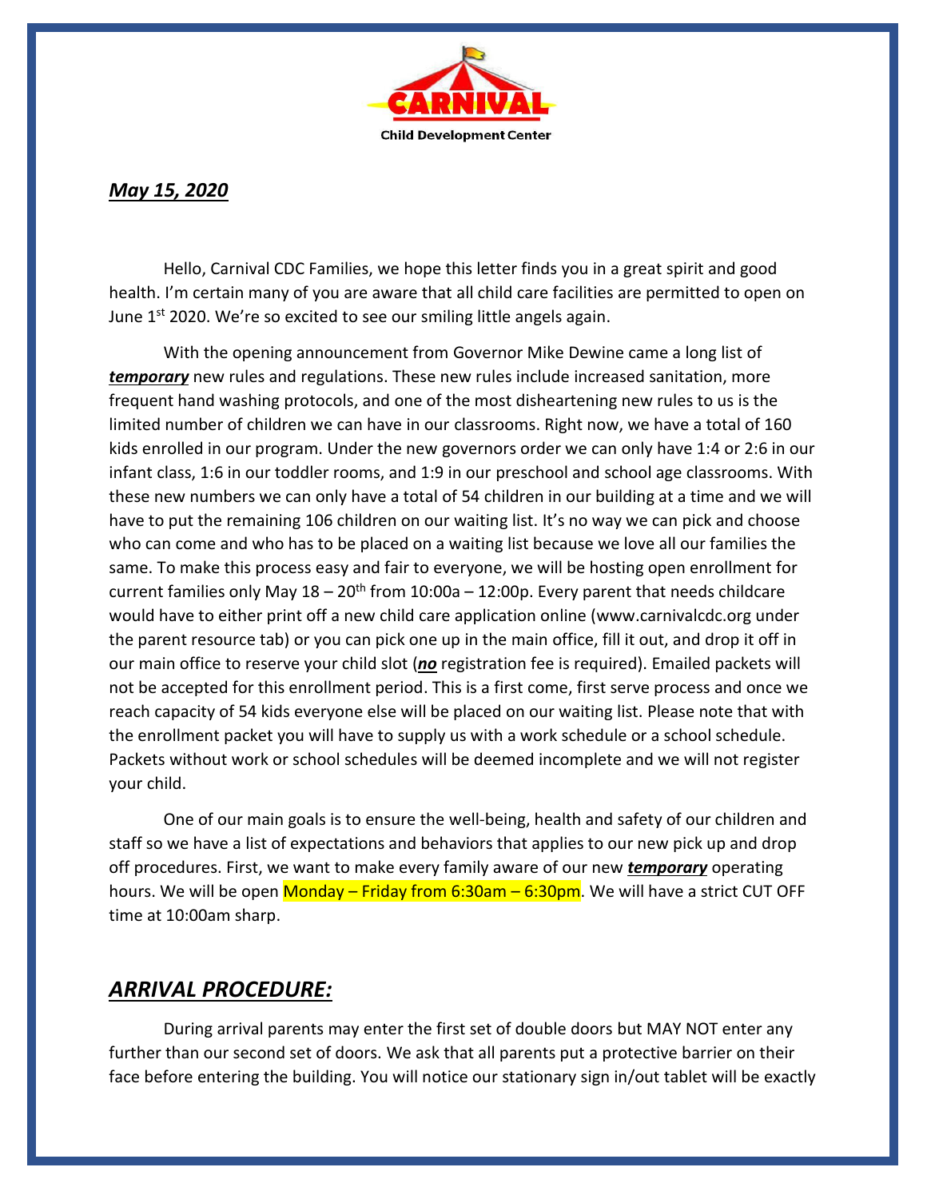Carnival Child Development Center

***May 15, 2020***

Hello, Carnival CDC Families, we hope this letter finds you in a great spirit and good health. I'm certain many of you are aware that all child care facilities are permitted to open on June 1st 2020. We're so excited to see our smiling little angels again.

With the opening announcement from Governor Mike Dewine came a long list of ***temporary*** new rules and regulations. These new rules include increased sanitation, more frequent hand washing protocols, and one of the most disheartening new rules to us is the limited number of children we can have in our classrooms. Right now, we have a total of 160 kids enrolled in our program. Under the new governors order we can only have 1:4 or 2:6 in our infant class, 1:6 in our toddler rooms, and 1:9 in our preschool and school age classrooms. With these new numbers we can only have a total of 54 children in our building at a time and we will have to put the remaining 106 children on our waiting list. It's no way we can pick and choose who can come and who has to be placed on a waiting list because we love all our families the same. To make this process easy and fair to everyone, we will be hosting open enrollment for current families only May 18 – 20th from 10:00a – 12:00p. Every parent that needs childcare would have to either print off a new child care application online (www.carnivalcdc.org under the parent resource tab) or you can pick one up in the main office, fill it out, and drop it off in our main office to reserve your child slot (***no*** registration fee is required). Emailed packets will not be accepted for this enrollment period. This is a first come, first serve process and once we reach capacity of 54 kids everyone else will be placed on our waiting list. Please note that with the enrollment packet you will have to supply us with a work schedule or a school schedule. Packets without work or school schedules will be deemed incomplete and we will not register your child.

One of our main goals is to ensure the well-being, health and safety of our children and staff so we have a list of expectations and behaviors that applies to our new pick up and drop off procedures. First, we want to make every family aware of our new ***temporary*** operating hours. We will be open Monday – Friday from 6:30am – 6:30pm. We will have a strict CUT OFF time at 10:00am sharp.

## *ARRIVAL PROCEDURE:*

During arrival parents may enter the first set of double doors but MAY NOT enter any further than our second set of doors. We ask that all parents put a protective barrier on their face before entering the building. You will notice our stationary sign in/out tablet will be exactly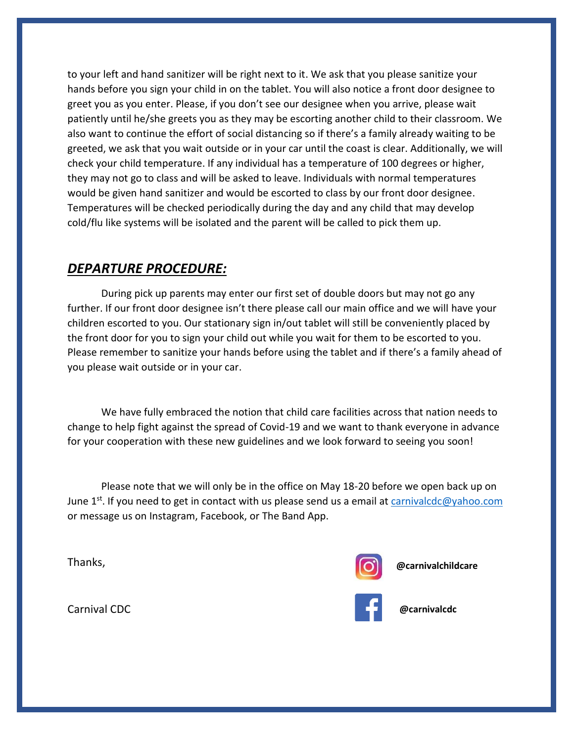to your left and hand sanitizer will be right next to it. We ask that you please sanitize your hands before you sign your child in on the tablet. You will also notice a front door designee to greet you as you enter. Please, if you don't see our designee when you arrive, please wait patiently until he/she greets you as they may be escorting another child to their classroom. We also want to continue the effort of social distancing so if there's a family already waiting to be greeted, we ask that you wait outside or in your car until the coast is clear. Additionally, we will check your child temperature. If any individual has a temperature of 100 degrees or higher, they may not go to class and will be asked to leave. Individuals with normal temperatures would be given hand sanitizer and would be escorted to class by our front door designee. Temperatures will be checked periodically during the day and any child that may develop cold/flu like systems will be isolated and the parent will be called to pick them up.

## ***DEPARTURE PROCEDURE:***

During pick up parents may enter our first set of double doors but may not go any further. If our front door designee isn't there please call our main office and we will have your children escorted to you. Our stationary sign in/out tablet will still be conveniently placed by the front door for you to sign your child out while you wait for them to be escorted to you. Please remember to sanitize your hands before using the tablet and if there's a family ahead of you please wait outside or in your car.

We have fully embraced the notion that child care facilities across that nation needs to change to help fight against the spread of Covid-19 and we want to thank everyone in advance for your cooperation with these new guidelines and we look forward to seeing you soon!

Please note that we will only be in the office on May 18-20 before we open back up on June 1st. If you need to get in contact with us please send us a email at carnivalcdc@yahoo.com or message us on Instagram, Facebook, or The Band App.

Thanks,

Carnival CDC

**@carnivalchildcare**

**@carnivalcdc**